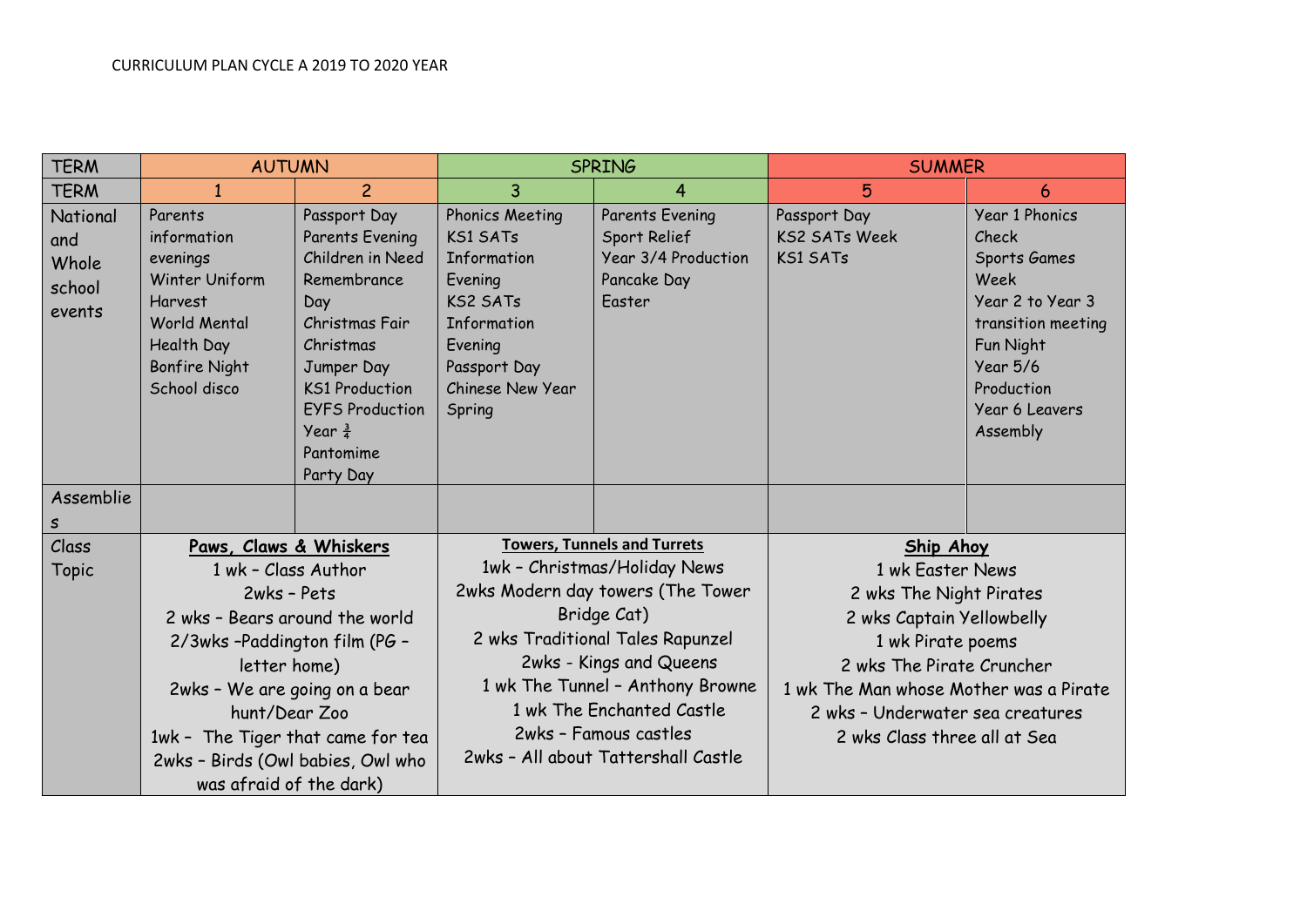CURRICULUM PLAN CYCLE A 2019 TO 2020 YEAR

| TERM | AUTUMN | | SPRING | | SUMMER | |
|---|---|---|---|---|---|---|
| TERM | 1 | 2 | 3 | 4 | 5 | 6 |
| National and Whole school events | Parents information evenings<br>Winter Uniform<br>Harvest<br>World Mental Health Day<br>Bonfire Night<br>School disco | Passport Day<br>Parents Evening<br>Children in Need<br>Remembrance Day<br>Christmas Fair<br>Christmas Jumper Day<br>KS1 Production<br>EYFS Production<br>Year ¾ Pantomime<br>Party Day | Phonics Meeting<br>KS1 SATs Information Evening<br>KS2 SATs Information Evening<br>Passport Day<br>Chinese New Year<br>Spring | Parents Evening<br>Sport Relief<br>Year 3/4 Production<br>Pancake Day<br>Easter | Passport Day<br>KS2 SATs Week<br>KS1 SATs | Year 1 Phonics Check<br>Sports Games Week<br>Year 2 to Year 3 transition meeting<br>Fun Night<br>Year 5/6 Production<br>Year 6 Leavers Assembly |
| Assemblies | | | | | | |
| Class Topic | **<u>Paws, Claws & Whiskers</u>**<br>1 wk – Class Author<br>2wks – Pets<br>2 wks – Bears around the world<br>2/3wks –Paddington film (PG – letter home)<br>2wks – We are going on a bear hunt/Dear Zoo<br>1wk – The Tiger that came for tea<br>2wks – Birds (Owl babies, Owl who was afraid of the dark) | | **<u>Towers, Tunnels and Turrets</u>**<br>1wk – Christmas/Holiday News<br>2wks Modern day towers (The Tower Bridge Cat)<br>2 wks Traditional Tales Rapunzel<br>2wks - Kings and Queens<br>1 wk The Tunnel – Anthony Browne<br>1 wk The Enchanted Castle<br>2wks – Famous castles<br>2wks – All about Tattershall Castle | | **<u>Ship Ahoy</u>**<br>1 wk Easter News<br>2 wks The Night Pirates<br>2 wks Captain Yellowbelly<br>1 wk Pirate poems<br>2 wks The Pirate Cruncher<br>1 wk The Man whose Mother was a Pirate<br>2 wks – Underwater sea creatures<br>2 wks Class three all at Sea | |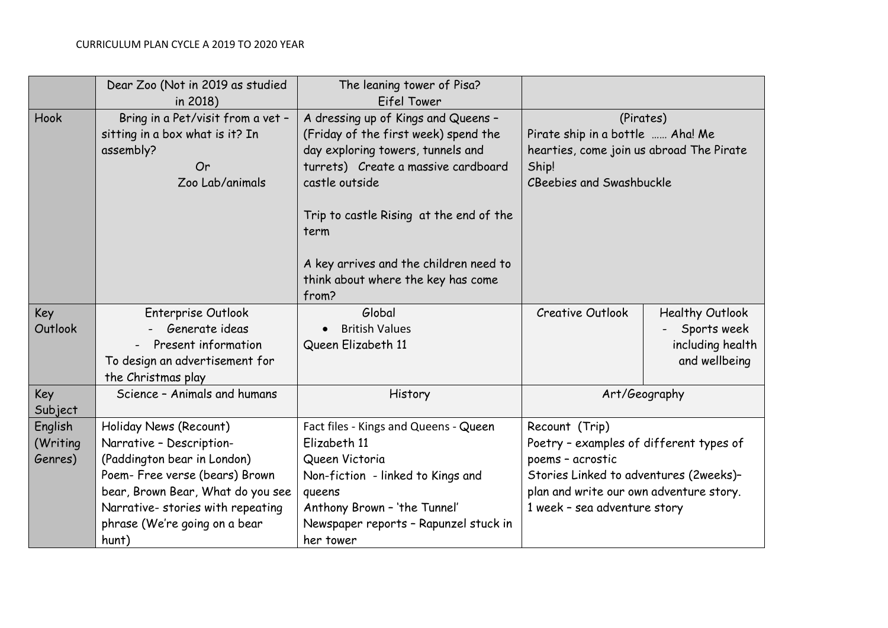CURRICULUM PLAN CYCLE A 2019 TO 2020 YEAR

| | Dear Zoo (Not in 2019 as studied in 2018) | The leaning tower of Pisa? Eifel Tower | | |
|---|---|---|---|---|
| Hook | Bring in a Pet/visit from a vet – sitting in a box what is it? In assembly?<br>Or<br>Zoo Lab/animals | A dressing up of Kings and Queens – (Friday of the first week) spend the day exploring towers, tunnels and turrets) Create a massive cardboard castle outside<br><br>Trip to castle Rising at the end of the term<br><br>A key arrives and the children need to think about where the key has come from? | (Pirates)<br>Pirate ship in a bottle …… Aha! Me hearties, come join us abroad The Pirate Ship!<br>CBeebies and Swashbuckle | |
| Key Outlook | Enterprise Outlook<br>- Generate ideas<br>- Present information<br>To design an advertisement for the Christmas play | Global<br>• British Values<br>Queen Elizabeth 11 | Creative Outlook | Healthy Outlook<br>- Sports week including health and wellbeing |
| Key Subject | Science – Animals and humans | History | Art/Geography | |
| English (Writing Genres) | Holiday News (Recount)<br>Narrative – Description- (Paddington bear in London)<br>Poem- Free verse (bears) Brown bear, Brown Bear, What do you see<br>Narrative- stories with repeating phrase (We're going on a bear hunt) | Fact files - Kings and Queens - Queen Elizabeth 11<br>Queen Victoria<br>Non-fiction - linked to Kings and queens<br>Anthony Brown – 'the Tunnel'<br>Newspaper reports – Rapunzel stuck in her tower | Recount (Trip)<br>Poetry – examples of different types of poems – acrostic<br>Stories Linked to adventures (2weeks)– plan and write our own adventure story.<br>1 week – sea adventure story | |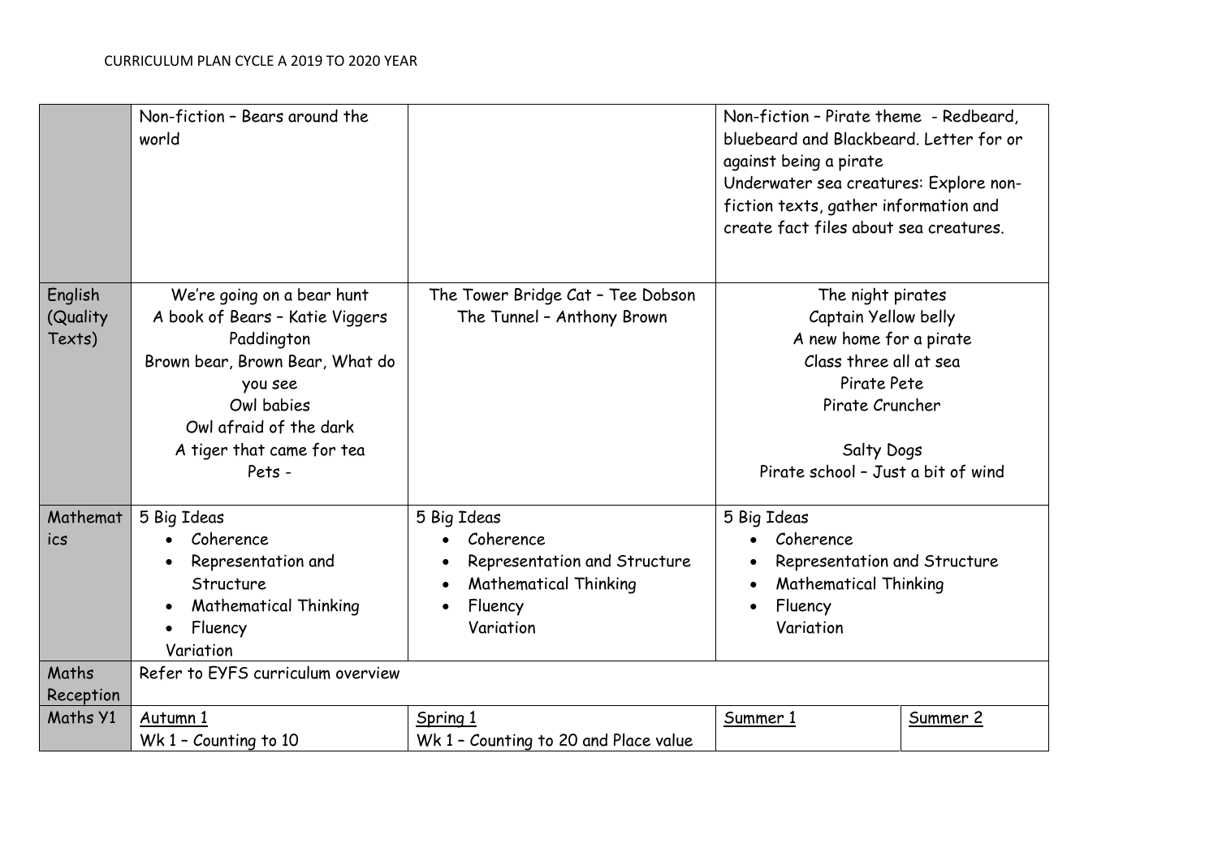| | | | | |
|---|---|---|---|---|
| | Non-fiction – Bears around the world | | Non-fiction – Pirate theme - Redbeard, bluebeard and Blackbeard. Letter for or against being a pirate<br>Underwater sea creatures: Explore non-fiction texts, gather information and create fact files about sea creatures. | |
| English (Quality Texts) | We're going on a bear hunt<br>A book of Bears – Katie Viggers<br>Paddington<br>Brown bear, Brown Bear, What do you see<br>Owl babies<br>Owl afraid of the dark<br>A tiger that came for tea<br>Pets - | The Tower Bridge Cat – Tee Dobson<br>The Tunnel – Anthony Brown | The night pirates<br>Captain Yellow belly<br>A new home for a pirate<br>Class three all at sea<br>Pirate Pete<br>Pirate Cruncher<br><br>Salty Dogs<br>Pirate school – Just a bit of wind | |
| Mathematics | 5 Big Ideas<br>• Coherence<br>• Representation and Structure<br>• Mathematical Thinking<br>• Fluency<br>Variation | 5 Big Ideas<br>• Coherence<br>• Representation and Structure<br>• Mathematical Thinking<br>• Fluency<br>Variation | 5 Big Ideas<br>• Coherence<br>• Representation and Structure<br>• Mathematical Thinking<br>• Fluency<br>Variation | |
| Maths Reception | Refer to EYFS curriculum overview | | | |
| Maths Y1 | <u>Autumn 1</u><br>Wk 1 – Counting to 10 | <u>Spring 1</u><br>Wk 1 – Counting to 20 and Place value | <u>Summer 1</u> | <u>Summer 2</u> |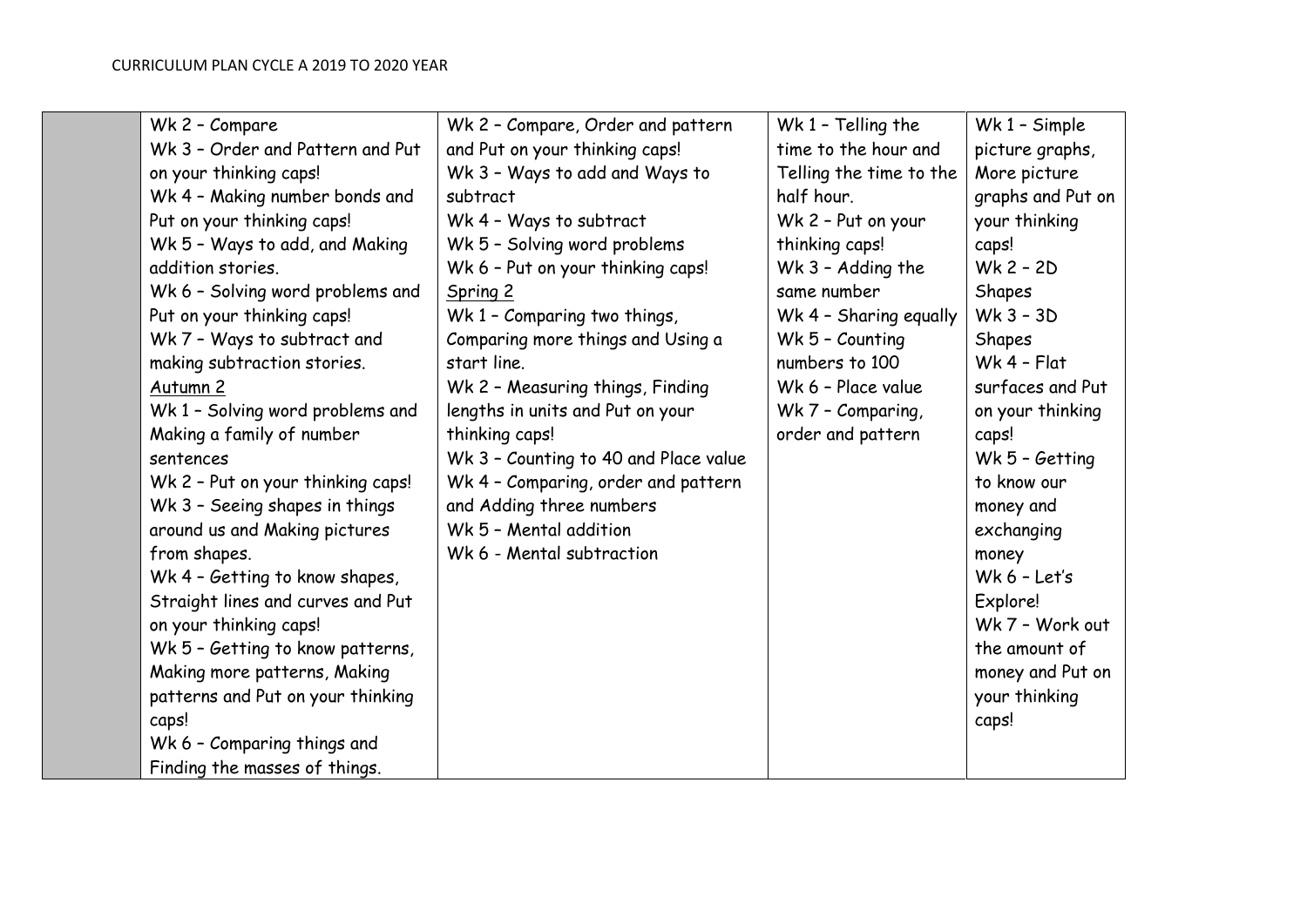| | | | | |
|---|---|---|---|---|
| | Wk 2 – Compare<br>Wk 3 – Order and Pattern and Put on your thinking caps!<br>Wk 4 – Making number bonds and Put on your thinking caps!<br>Wk 5 – Ways to add, and Making addition stories.<br>Wk 6 – Solving word problems and Put on your thinking caps!<br>Wk 7 – Ways to subtract and making subtraction stories.<br>Autumn 2<br>Wk 1 – Solving word problems and Making a family of number sentences<br>Wk 2 – Put on your thinking caps!<br>Wk 3 – Seeing shapes in things around us and Making pictures from shapes.<br>Wk 4 – Getting to know shapes, Straight lines and curves and Put on your thinking caps!<br>Wk 5 – Getting to know patterns, Making more patterns, Making patterns and Put on your thinking caps!<br>Wk 6 – Comparing things and Finding the masses of things. | Wk 2 – Compare, Order and pattern and Put on your thinking caps!<br>Wk 3 – Ways to add and Ways to subtract<br>Wk 4 – Ways to subtract<br>Wk 5 – Solving word problems<br>Wk 6 – Put on your thinking caps!<br>Spring 2<br>Wk 1 – Comparing two things, Comparing more things and Using a start line.<br>Wk 2 – Measuring things, Finding lengths in units and Put on your thinking caps!<br>Wk 3 – Counting to 40 and Place value<br>Wk 4 – Comparing, order and pattern and Adding three numbers<br>Wk 5 – Mental addition<br>Wk 6 - Mental subtraction | Wk 1 – Telling the time to the hour and Telling the time to the half hour.<br>Wk 2 – Put on your thinking caps!<br>Wk 3 – Adding the same number<br>Wk 4 – Sharing equally<br>Wk 5 – Counting numbers to 100<br>Wk 6 – Place value<br>Wk 7 – Comparing, order and pattern | Wk 1 – Simple picture graphs, More picture graphs and Put on your thinking caps!<br>Wk 2 – 2D Shapes<br>Wk 3 – 3D Shapes<br>Wk 4 – Flat surfaces and Put on your thinking caps!<br>Wk 5 – Getting to know our money and exchanging money<br>Wk 6 – Let's Explore!<br>Wk 7 – Work out the amount of money and Put on your thinking caps! |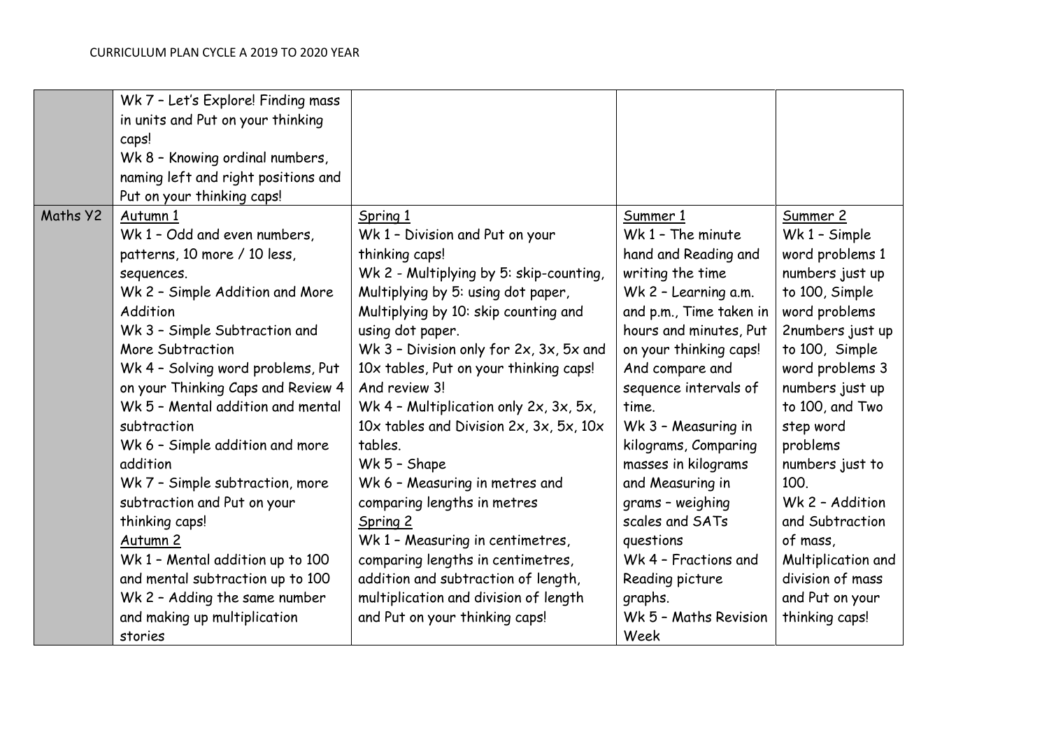| | | | | |
|---|---|---|---|---|
| | Wk 7 – Let's Explore! Finding mass in units and Put on your thinking caps!<br>Wk 8 – Knowing ordinal numbers, naming left and right positions and Put on your thinking caps! | | | |
| Maths Y2 | Autumn 1<br>Wk 1 – Odd and even numbers, patterns, 10 more / 10 less, sequences.<br>Wk 2 – Simple Addition and More Addition<br>Wk 3 – Simple Subtraction and More Subtraction<br>Wk 4 – Solving word problems, Put on your Thinking Caps and Review 4<br>Wk 5 – Mental addition and mental subtraction<br>Wk 6 – Simple addition and more addition<br>Wk 7 – Simple subtraction, more subtraction and Put on your thinking caps!<br>Autumn 2<br>Wk 1 – Mental addition up to 100 and mental subtraction up to 100<br>Wk 2 – Adding the same number and making up multiplication stories | Spring 1<br>Wk 1 – Division and Put on your thinking caps!<br>Wk 2 - Multiplying by 5: skip-counting, Multiplying by 5: using dot paper, Multiplying by 10: skip counting and using dot paper.<br>Wk 3 – Division only for 2x, 3x, 5x and 10x tables, Put on your thinking caps! And review 3!<br>Wk 4 – Multiplication only 2x, 3x, 5x, 10x tables and Division 2x, 3x, 5x, 10x tables.<br>Wk 5 – Shape<br>Wk 6 – Measuring in metres and comparing lengths in metres<br>Spring 2<br>Wk 1 – Measuring in centimetres, comparing lengths in centimetres, addition and subtraction of length, multiplication and division of length and Put on your thinking caps! | Summer 1<br>Wk 1 – The minute hand and Reading and writing the time<br>Wk 2 – Learning a.m. and p.m., Time taken in hours and minutes, Put on your thinking caps! And compare and sequence intervals of time.<br>Wk 3 – Measuring in kilograms, Comparing masses in kilograms and Measuring in grams – weighing scales and SATs questions<br>Wk 4 – Fractions and Reading picture graphs.<br>Wk 5 – Maths Revision Week | Summer 2<br>Wk 1 – Simple word problems 1 numbers just up to 100, Simple word problems 2numbers just up to 100, Simple word problems 3 numbers just up to 100, and Two step word problems numbers just to 100.<br>Wk 2 – Addition and Subtraction of mass, Multiplication and division of mass and Put on your thinking caps! |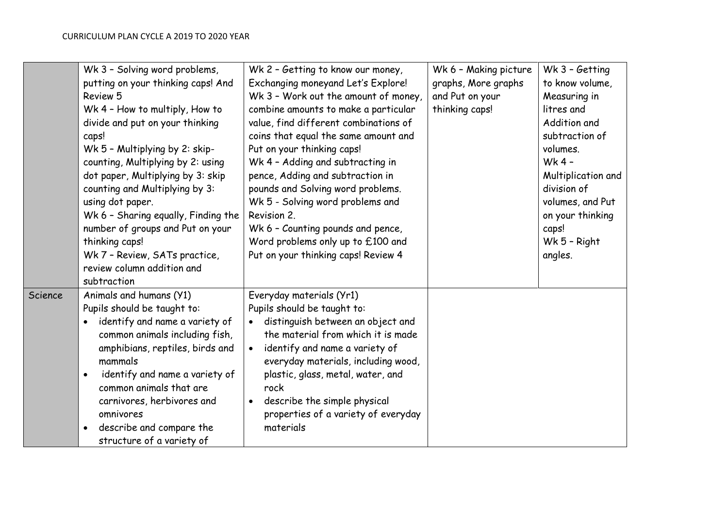| | | | | |
|---|---|---|---|---|
| | Wk 3 – Solving word problems, putting on your thinking caps! And Review 5<br>Wk 4 – How to multiply, How to divide and put on your thinking caps!<br>Wk 5 – Multiplying by 2: skip-counting, Multiplying by 2: using dot paper, Multiplying by 3: skip counting and Multiplying by 3: using dot paper.<br>Wk 6 – Sharing equally, Finding the number of groups and Put on your thinking caps!<br>Wk 7 – Review, SATs practice, review column addition and subtraction | Wk 2 – Getting to know our money, Exchanging moneyand Let's Explore!<br>Wk 3 – Work out the amount of money, combine amounts to make a particular value, find different combinations of coins that equal the same amount and Put on your thinking caps!<br>Wk 4 – Adding and subtracting in pence, Adding and subtraction in pounds and Solving word problems.<br>Wk 5 - Solving word problems and Revision 2.<br>Wk 6 – Counting pounds and pence, Word problems only up to £100 and Put on your thinking caps! Review 4 | Wk 6 – Making picture graphs, More graphs and Put on your thinking caps! | Wk 3 – Getting to know volume, Measuring in litres and Addition and subtraction of volumes.<br>Wk 4 – Multiplication and division of volumes, and Put on your thinking caps!<br>Wk 5 – Right angles. |
| Science | Animals and humans (Y1)<br>Pupils should be taught to:<br>• identify and name a variety of common animals including fish, amphibians, reptiles, birds and mammals<br>• identify and name a variety of common animals that are carnivores, herbivores and omnivores<br>• describe and compare the structure of a variety of | Everyday materials (Yr1)<br>Pupils should be taught to:<br>• distinguish between an object and the material from which it is made<br>• identify and name a variety of everyday materials, including wood, plastic, glass, metal, water, and rock<br>• describe the simple physical properties of a variety of everyday materials | | |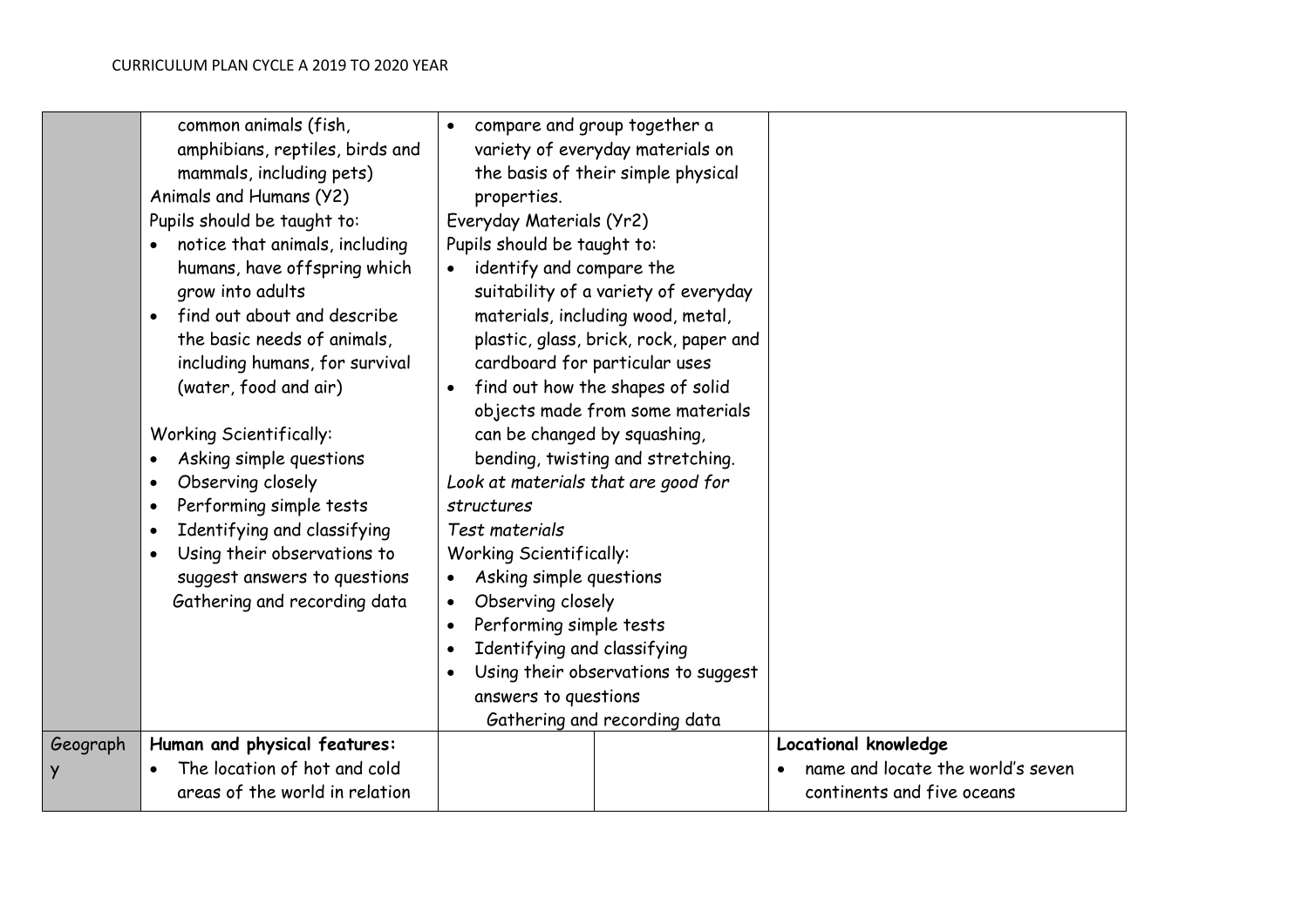| | | | | |
|---|---|---|---|---|
| | common animals (fish, amphibians, reptiles, birds and mammals, including pets)<br>Animals and Humans (Y2)<br>Pupils should be taught to:<br>• notice that animals, including humans, have offspring which grow into adults<br>• find out about and describe the basic needs of animals, including humans, for survival (water, food and air)<br><br>Working Scientifically:<br>• Asking simple questions<br>• Observing closely<br>• Performing simple tests<br>• Identifying and classifying<br>• Using their observations to suggest answers to questions<br>Gathering and recording data | • compare and group together a variety of everyday materials on the basis of their simple physical properties.<br>Everyday Materials (Yr2)<br>Pupils should be taught to:<br>• identify and compare the suitability of a variety of everyday materials, including wood, metal, plastic, glass, brick, rock, paper and cardboard for particular uses<br>• find out how the shapes of solid objects made from some materials can be changed by squashing, bending, twisting and stretching.<br>*Look at materials that are good for structures*<br>*Test materials*<br>Working Scientifically:<br>• Asking simple questions<br>• Observing closely<br>• Performing simple tests<br>• Identifying and classifying<br>• Using their observations to suggest answers to questions<br>Gathering and recording data | | |
| Geography | **Human and physical features:**<br>• The location of hot and cold areas of the world in relation | | | **Locational knowledge**<br>• name and locate the world's seven continents and five oceans |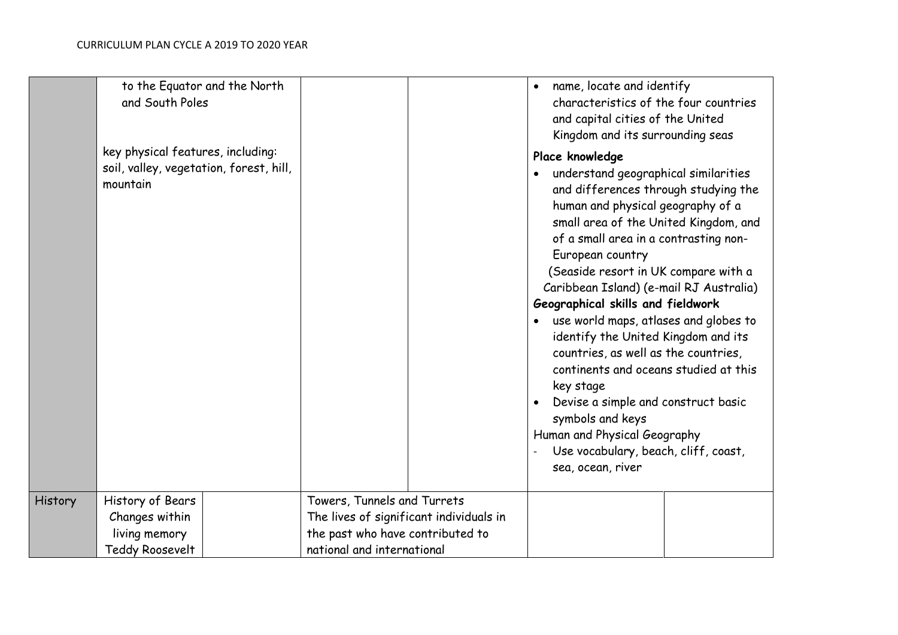| | | | | | | |
|---|---|---|---|---|---|---|
| | to the Equator and the North and South Poles<br><br>key physical features, including: soil, valley, vegetation, forest, hill, mountain | | | | • name, locate and identify characteristics of the four countries and capital cities of the United Kingdom and its surrounding seas<br>**Place knowledge**<br>• understand geographical similarities and differences through studying the human and physical geography of a small area of the United Kingdom, and of a small area in a contrasting non-European country<br>(Seaside resort in UK compare with a Caribbean Island) (e-mail RJ Australia)<br>**Geographical skills and fieldwork**<br>• use world maps, atlases and globes to identify the United Kingdom and its countries, as well as the countries, continents and oceans studied at this key stage<br>• Devise a simple and construct basic symbols and keys<br>Human and Physical Geography<br>- Use vocabulary, beach, cliff, coast, sea, ocean, river | |
| History | History of Bears<br>Changes within living memory<br>Teddy Roosevelt | | Towers, Tunnels and Turrets<br>The lives of significant individuals in the past who have contributed to national and international | | | |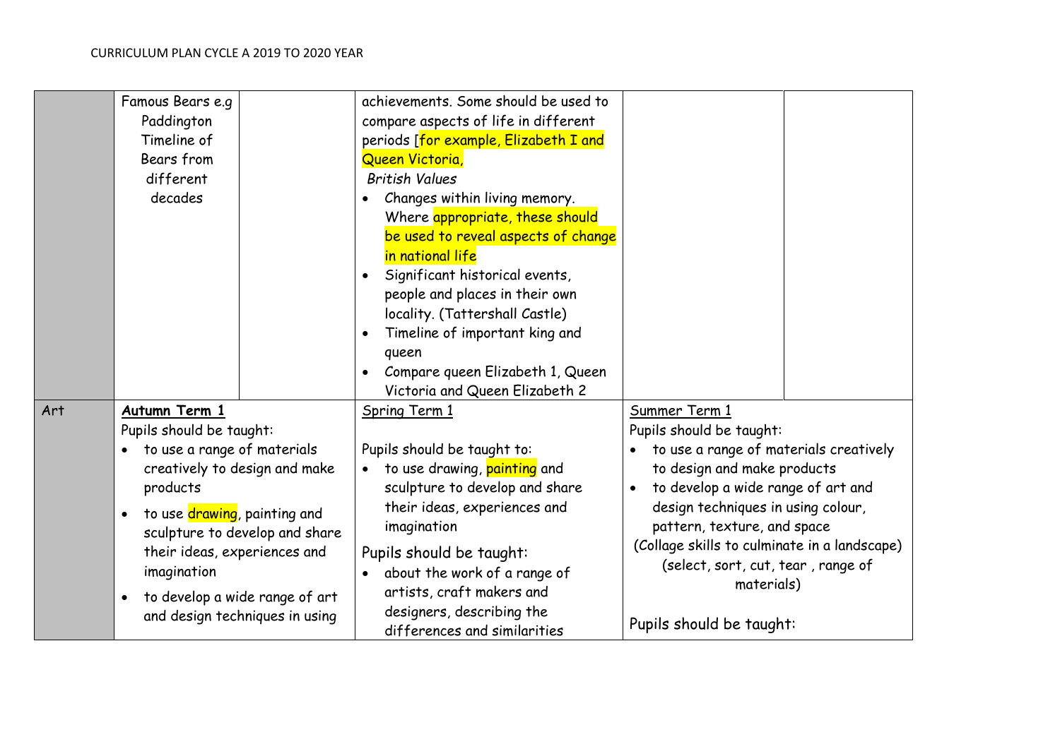| | | | | | |
|---|---|---|---|---|---|
| | Famous Bears e.g Paddington Timeline of Bears from different decades | | achievements. Some should be used to compare aspects of life in different periods [for example, Elizabeth I and Queen Victoria, *British Values* <ul><li>Changes within living memory. Where appropriate, these should be used to reveal aspects of change in national life</li><li>Significant historical events, people and places in their own locality. (Tattershall Castle)</li><li>Timeline of important king and queen</li><li>Compare queen Elizabeth 1, Queen Victoria and Queen Elizabeth 2</li></ul> | | |
| Art | **Autumn Term 1** Pupils should be taught: <ul><li>to use a range of materials creatively to design and make products</li><li>to use drawing, painting and sculpture to develop and share their ideas, experiences and imagination</li><li>to develop a wide range of art and design techniques in using</li></ul> | | Spring Term 1 Pupils should be taught to: <ul><li>to use drawing, painting and sculpture to develop and share their ideas, experiences and imagination</li></ul> Pupils should be taught: <ul><li>about the work of a range of artists, craft makers and designers, describing the differences and similarities</li></ul> | Summer Term 1 Pupils should be taught: <ul><li>to use a range of materials creatively to design and make products</li><li>to develop a wide range of art and design techniques in using colour, pattern, texture, and space</li></ul> (Collage skills to culminate in a landscape) (select, sort, cut, tear , range of materials) Pupils should be taught: | |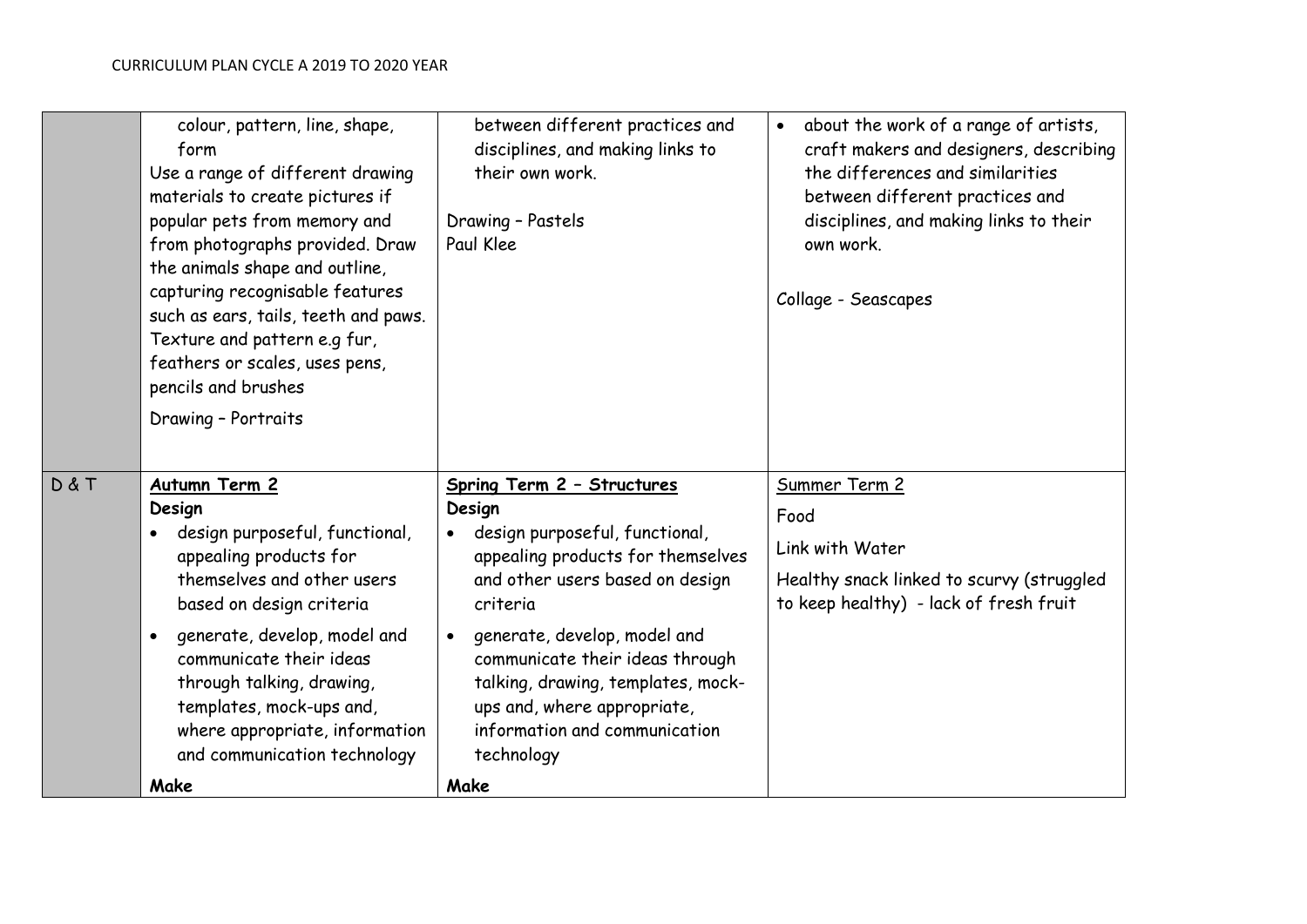| | | | |
|---|---|---|---|
| | colour, pattern, line, shape, form<br>Use a range of different drawing materials to create pictures if popular pets from memory and from photographs provided. Draw the animals shape and outline, capturing recognisable features such as ears, tails, teeth and paws. Texture and pattern e.g fur, feathers or scales, uses pens, pencils and brushes<br><br>Drawing – Portraits | between different practices and disciplines, and making links to their own work.<br><br>Drawing – Pastels<br>Paul Klee | • about the work of a range of artists, craft makers and designers, describing the differences and similarities between different practices and disciplines, and making links to their own work.<br><br>Collage - Seascapes |
| D & T | **Autumn Term 2**<br>**Design**<br>• design purposeful, functional, appealing products for themselves and other users based on design criteria<br>• generate, develop, model and communicate their ideas through talking, drawing, templates, mock-ups and, where appropriate, information and communication technology<br><br>**Make** | **Spring Term 2 – Structures**<br>**Design**<br>• design purposeful, functional, appealing products for themselves and other users based on design criteria<br>• generate, develop, model and communicate their ideas through talking, drawing, templates, mock-ups and, where appropriate, information and communication technology<br><br>**Make** | Summer Term 2<br><br>Food<br><br>Link with Water<br><br>Healthy snack linked to scurvy (struggled to keep healthy) - lack of fresh fruit |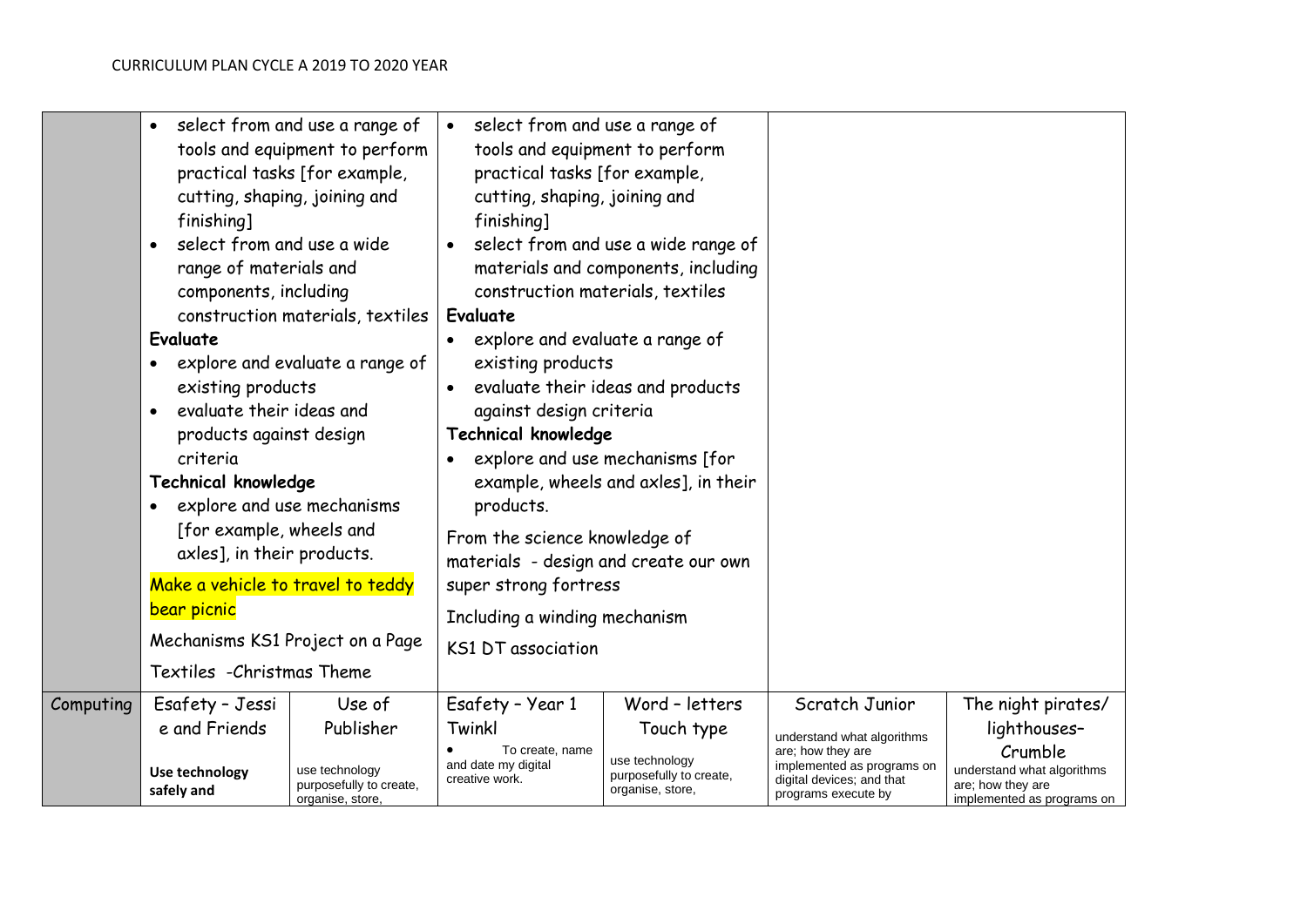CURRICULUM PLAN CYCLE A 2019 TO 2020 YEAR

| | | | | | | |
|---|---|---|---|---|---|---|
| | • select from and use a range of tools and equipment to perform practical tasks [for example, cutting, shaping, joining and finishing]<br>• select from and use a wide range of materials and components, including construction materials, textiles<br>**Evaluate**<br>• explore and evaluate a range of existing products<br>• evaluate their ideas and products against design criteria<br>**Technical knowledge**<br>• explore and use mechanisms [for example, wheels and axles], in their products.<br>Make a vehicle to travel to teddy bear picnic<br>Mechanisms KS1 Project on a Page<br>Textiles -Christmas Theme | | • select from and use a range of tools and equipment to perform practical tasks [for example, cutting, shaping, joining and finishing]<br>• select from and use a wide range of materials and components, including construction materials, textiles<br>**Evaluate**<br>• explore and evaluate a range of existing products<br>• evaluate their ideas and products against design criteria<br>**Technical knowledge**<br>• explore and use mechanisms [for example, wheels and axles], in their products.<br>From the science knowledge of materials - design and create our own super strong fortress<br>Including a winding mechanism<br>KS1 DT association | | | |
| Computing | Esafety – Jessie and Friends<br>**Use technology safely and** | Use of Publisher<br>use technology purposefully to create, organise, store, | Esafety – Year 1 Twinkl<br>• To create, name and date my digital creative work. | Word – letters Touch type<br>use technology purposefully to create, organise, store, | Scratch Junior<br>understand what algorithms are; how they are implemented as programs on digital devices; and that programs execute by | The night pirates/ lighthouses– Crumble<br>understand what algorithms are; how they are implemented as programs on |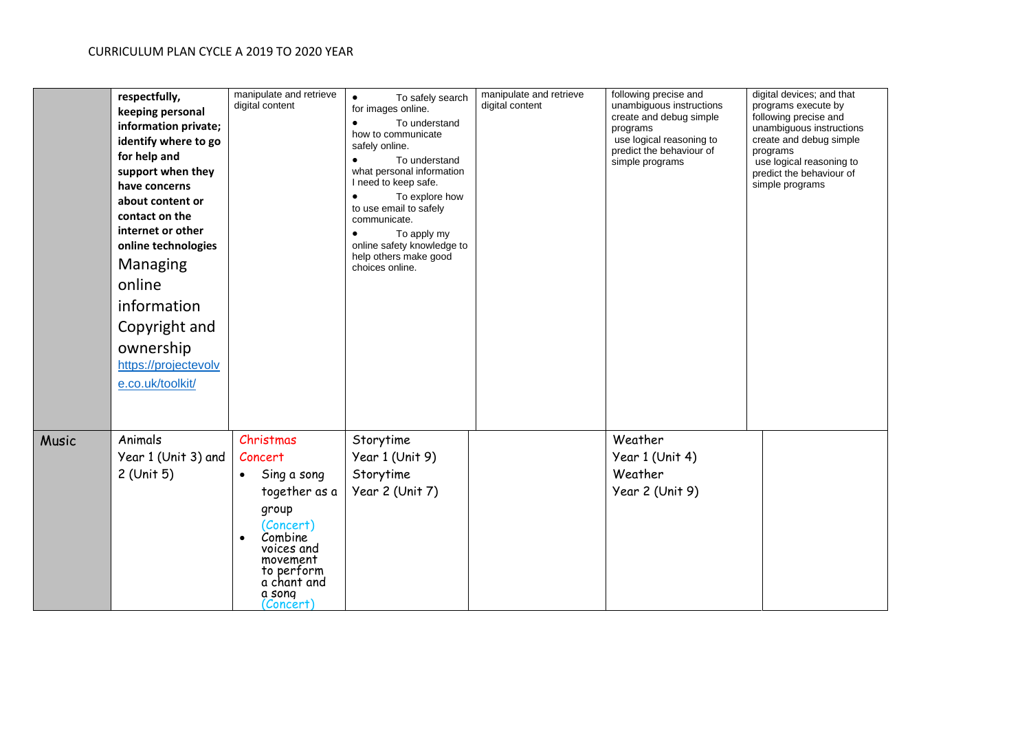CURRICULUM PLAN CYCLE A 2019 TO 2020 YEAR

| | | | | | | |
|---|---|---|---|---|---|---|
| | **respectfully, keeping personal information private; identify where to go for help and support when they have concerns about content or contact on the internet or other online technologies** Managing online information Copyright and ownership [https://projectevolve.co.uk/toolkit/](https://projectevolve.co.uk/toolkit/) | manipulate and retrieve digital content | • To safely search for images online. • To understand how to communicate safely online. • To understand what personal information I need to keep safe. • To explore how to use email to safely communicate. • To apply my online safety knowledge to help others make good choices online. | manipulate and retrieve digital content | following precise and unambiguous instructions create and debug simple programs use logical reasoning to predict the behaviour of simple programs | digital devices; and that programs execute by following precise and unambiguous instructions create and debug simple programs use logical reasoning to predict the behaviour of simple programs |
| Music | Animals Year 1 (Unit 3) and 2 (Unit 5) | Christmas Concert • Sing a song together as a group (Concert) • Combine voices and movement to perform a chant and a song (Concert) | Storytime Year 1 (Unit 9) Storytime Year 2 (Unit 7) | | Weather Year 1 (Unit 4) Weather Year 2 (Unit 9) | |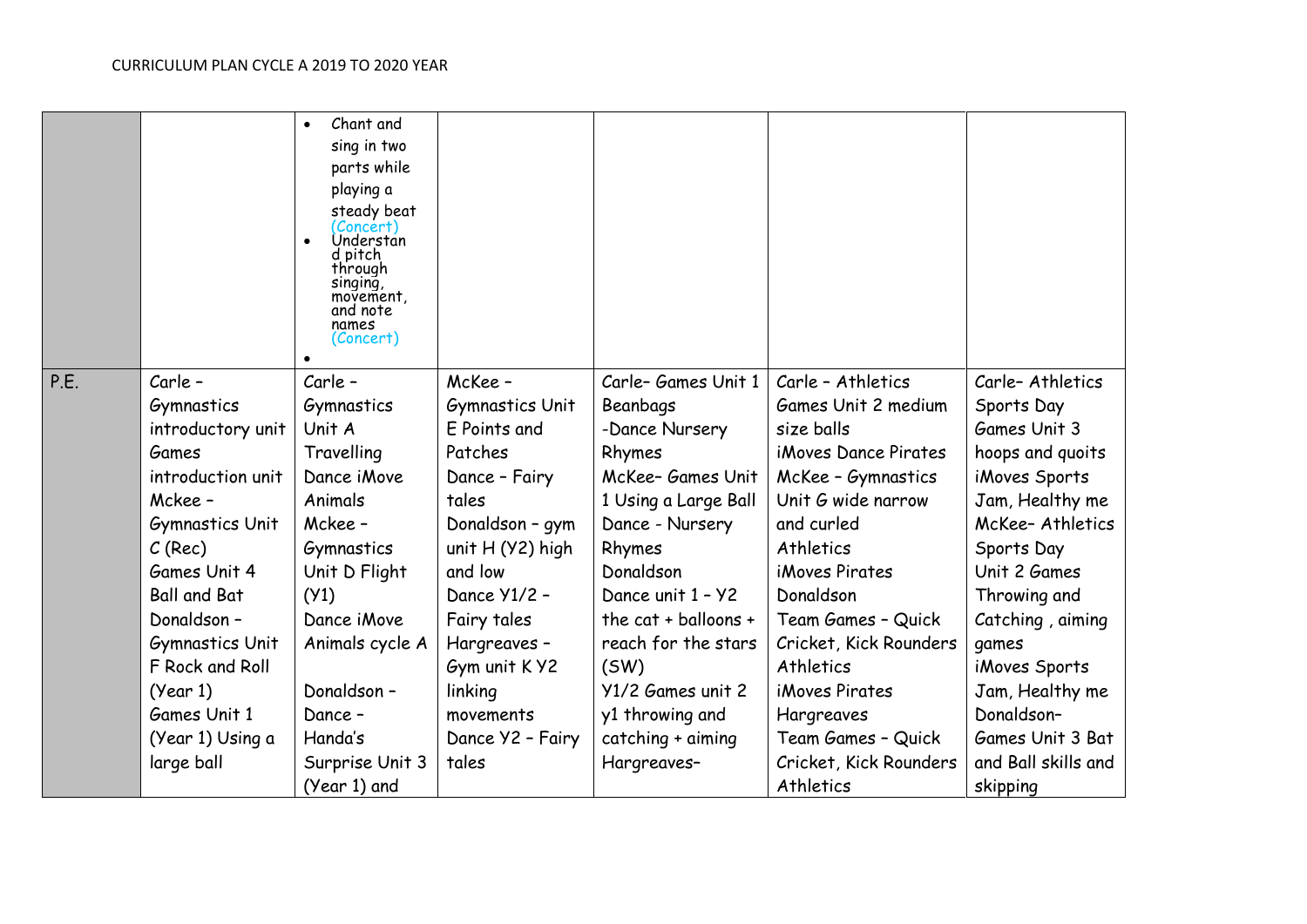CURRICULUM PLAN CYCLE A 2019 TO 2020 YEAR

| | | | | | | |
|---|---|---|---|---|---|---|
| | | • Chant and sing in two parts while playing a steady beat (Concert)<br>• Understand pitch through singing, movement, and note names (Concert)<br>• | | | | |
| P.E. | Carle – Gymnastics introductory unit Games introduction unit Mckee – Gymnastics Unit C (Rec) Games Unit 4 Ball and Bat Donaldson – Gymnastics Unit F Rock and Roll (Year 1) Games Unit 1 (Year 1) Using a large ball | Carle – Gymnastics Unit A Travelling Dance iMove Animals Mckee – Gymnastics Unit D Flight (Y1) Dance iMove Animals cycle A<br><br>Donaldson – Dance – Handa's Surprise Unit 3 (Year 1) and | McKee – Gymnastics Unit E Points and Patches Dance – Fairy tales Donaldson – gym unit H (Y2) high and low Dance Y1/2 – Fairy tales Hargreaves – Gym unit K Y2 linking movements Dance Y2 – Fairy tales | Carle– Games Unit 1 Beanbags -Dance Nursery Rhymes McKee– Games Unit 1 Using a Large Ball Dance - Nursery Rhymes Donaldson Dance unit 1 – Y2 the cat + balloons + reach for the stars (SW) Y1/2 Games unit 2 y1 throwing and catching + aiming Hargreaves– | Carle – Athletics Games Unit 2 medium size balls iMoves Dance Pirates McKee – Gymnastics Unit G wide narrow and curled Athletics iMoves Pirates Donaldson Team Games – Quick Cricket, Kick Rounders Athletics iMoves Pirates Hargreaves Team Games – Quick Cricket, Kick Rounders Athletics | Carle– Athletics Sports Day Games Unit 3 hoops and quoits iMoves Sports Jam, Healthy me McKee– Athletics Sports Day Unit 2 Games Throwing and Catching , aiming games iMoves Sports Jam, Healthy me Donaldson– Games Unit 3 Bat and Ball skills and skipping |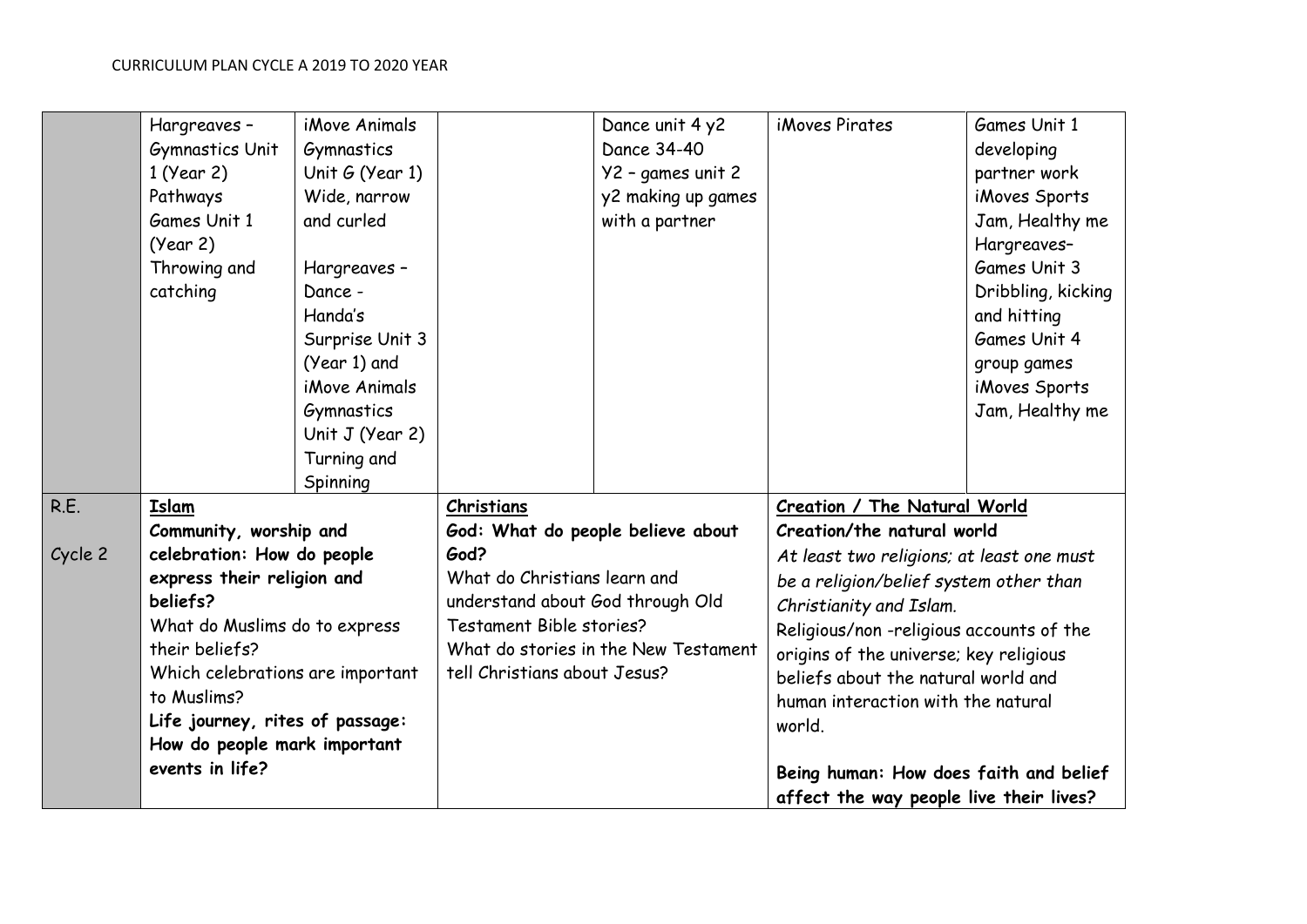CURRICULUM PLAN CYCLE A 2019 TO 2020 YEAR

| | | | | | | |
|---|---|---|---|---|---|---|
| | Hargreaves – Gymnastics Unit 1 (Year 2) Pathways Games Unit 1 (Year 2) Throwing and catching | iMove Animals Gymnastics Unit G (Year 1) Wide, narrow and curled<br><br>Hargreaves – Dance - Handa's Surprise Unit 3 (Year 1) and iMove Animals Gymnastics Unit J (Year 2) Turning and Spinning | | Dance unit 4 y2 Dance 34-40 Y2 – games unit 2 y2 making up games with a partner | iMoves Pirates | Games Unit 1 developing partner work iMoves Sports Jam, Healthy me Hargreaves– Games Unit 3 Dribbling, kicking and hitting Games Unit 4 group games iMoves Sports Jam, Healthy me |
| R.E.<br><br>Cycle 2 | <u>Islam</u><br>**Community, worship and celebration: How do people express their religion and beliefs?**<br>What do Muslims do to express their beliefs?<br>Which celebrations are important to Muslims?<br>**Life journey, rites of passage: How do people mark important events in life?** | | <u>Christians</u><br>**God: What do people believe about God?**<br>What do Christians learn and understand about God through Old Testament Bible stories?<br>What do stories in the New Testament tell Christians about Jesus? | | <u>Creation / The Natural World</u><br>**Creation/the natural world**<br>*At least two religions; at least one must be a religion/belief system other than Christianity and Islam.*<br>Religious/non -religious accounts of the origins of the universe; key religious beliefs about the natural world and human interaction with the natural world.<br><br>**Being human: How does faith and belief affect the way people live their lives?** | |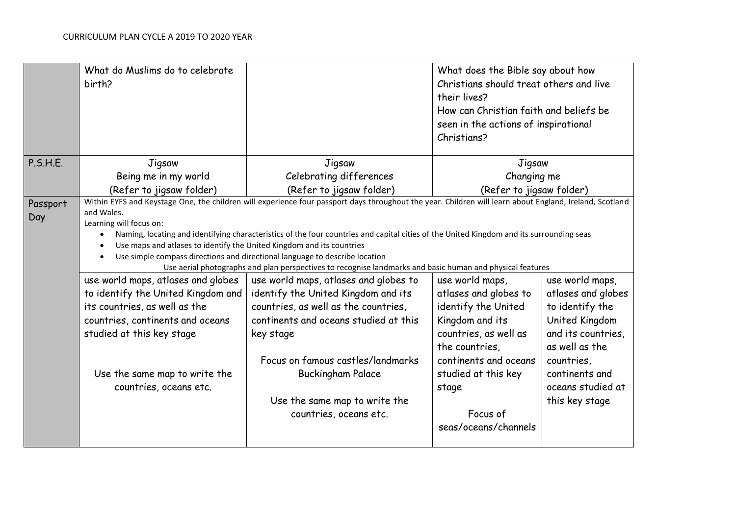CURRICULUM PLAN CYCLE A 2019 TO 2020 YEAR

| | | | | |
|---|---|---|---|---|
| | What do Muslims do to celebrate birth? | | What does the Bible say about how Christians should treat others and live their lives?<br>How can Christian faith and beliefs be seen in the actions of inspirational Christians? | |
| P.S.H.E. | Jigsaw<br>Being me in my world<br>(Refer to jigsaw folder) | Jigsaw<br>Celebrating differences<br>(Refer to jigsaw folder) | Jigsaw<br>Changing me<br>(Refer to jigsaw folder) | |
| Passport Day | Within EYFS and Keystage One, the children will experience four passport days throughout the year. Children will learn about England, Ireland, Scotland and Wales.<br>Learning will focus on:<br>• Naming, locating and identifying characteristics of the four countries and capital cities of the United Kingdom and its surrounding seas<br>• Use maps and atlases to identify the United Kingdom and its countries<br>• Use simple compass directions and directional language to describe location<br>Use aerial photographs and plan perspectives to recognise landmarks and basic human and physical features | | | |
| | use world maps, atlases and globes to identify the United Kingdom and its countries, as well as the countries, continents and oceans studied at this key stage<br><br>Use the same map to write the countries, oceans etc. | use world maps, atlases and globes to identify the United Kingdom and its countries, as well as the countries, continents and oceans studied at this key stage<br><br>Focus on famous castles/landmarks<br>Buckingham Palace<br><br>Use the same map to write the countries, oceans etc. | use world maps, atlases and globes to identify the United Kingdom and its countries, as well as the countries, continents and oceans studied at this key stage<br><br>Focus of seas/oceans/channels | use world maps, atlases and globes to identify the United Kingdom and its countries, as well as the countries, continents and oceans studied at this key stage |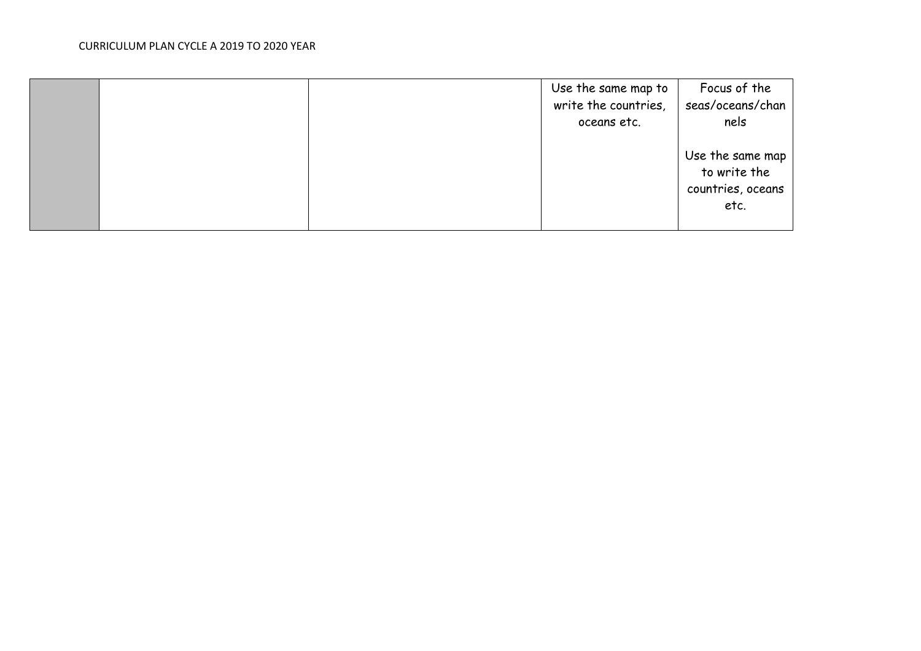| | | | | |
|---|---|---|---|---|
| | | | Use the same map to write the countries, oceans etc. | Focus of the seas/oceans/channels<br><br>Use the same map to write the countries, oceans etc. |